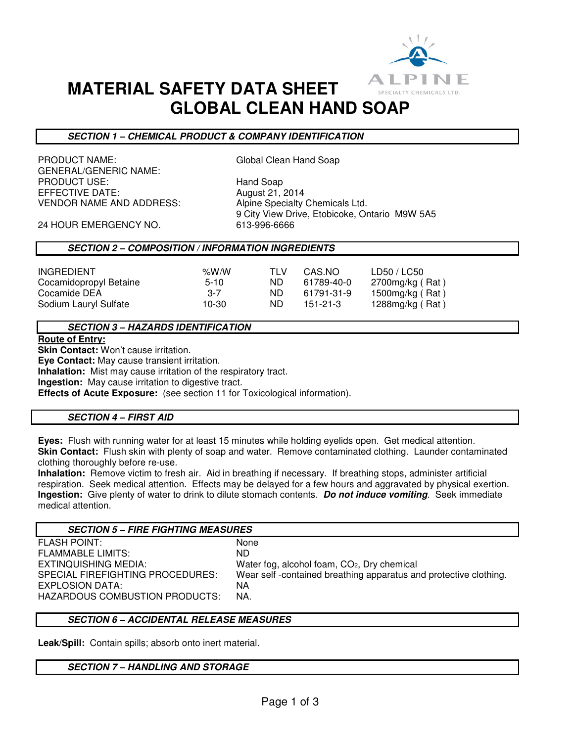# MATERIAL SAFETY DATA SHEET
# GLOBAL CLEAN HAND SOAP

ALPINE SPECIALTY CHEMICALS LTD.

## SECTION 1 – CHEMICAL PRODUCT & COMPANY IDENTIFICATION

| | |
|---|---|
| PRODUCT NAME: | Global Clean Hand Soap |
| GENERAL/GENERIC NAME: | |
| PRODUCT USE: | Hand Soap |
| EFFECTIVE DATE: | August 21, 2014 |
| VENDOR NAME AND ADDRESS: | Alpine Specialty Chemicals Ltd.<br>9 City View Drive, Etobicoke, Ontario M9W 5A5 |
| 24 HOUR EMERGENCY NO. | 613-996-6666 |

## SECTION 2 – COMPOSITION / INFORMATION INGREDIENTS

| INGREDIENT | %W/W | TLV | CAS.NO | LD50 / LC50 |
|---|---|---|---|---|
| Cocamidopropyl Betaine | 5-10 | ND | 61789-40-0 | 2700mg/kg ( Rat ) |
| Cocamide DEA | 3-7 | ND | 61791-31-9 | 1500mg/kg ( Rat ) |
| Sodium Lauryl Sulfate | 10-30 | ND | 151-21-3 | 1288mg/kg ( Rat ) |

## SECTION 3 – HAZARDS IDENTIFICATION

**Route of Entry:**

**Skin Contact:** Won't cause irritation.
**Eye Contact:** May cause transient irritation.
**Inhalation:** Mist may cause irritation of the respiratory tract.
**Ingestion:** May cause irritation to digestive tract.
**Effects of Acute Exposure:** (see section 11 for Toxicological information).

## SECTION 4 – FIRST AID

**Eyes:** Flush with running water for at least 15 minutes while holding eyelids open. Get medical attention.
**Skin Contact:** Flush skin with plenty of soap and water. Remove contaminated clothing. Launder contaminated clothing thoroughly before re-use.
**Inhalation:** Remove victim to fresh air. Aid in breathing if necessary. If breathing stops, administer artificial respiration. Seek medical attention. Effects may be delayed for a few hours and aggravated by physical exertion.
**Ingestion:** Give plenty of water to drink to dilute stomach contents. ***Do not induce vomiting***. Seek immediate medical attention.

## SECTION 5 – FIRE FIGHTING MEASURES

| | |
|---|---|
| FLASH POINT: | None |
| FLAMMABLE LIMITS: | ND |
| EXTINQUISHING MEDIA: | Water fog, alcohol foam, $CO_2$, Dry chemical |
| SPECIAL FIREFIGHTING PROCEDURES: | Wear self -contained breathing apparatus and protective clothing. |
| EXPLOSION DATA: | NA |
| HAZARDOUS COMBUSTION PRODUCTS: | NA. |

## SECTION 6 – ACCIDENTAL RELEASE MEASURES

**Leak/Spill:** Contain spills; absorb onto inert material.

## SECTION 7 – HANDLING AND STORAGE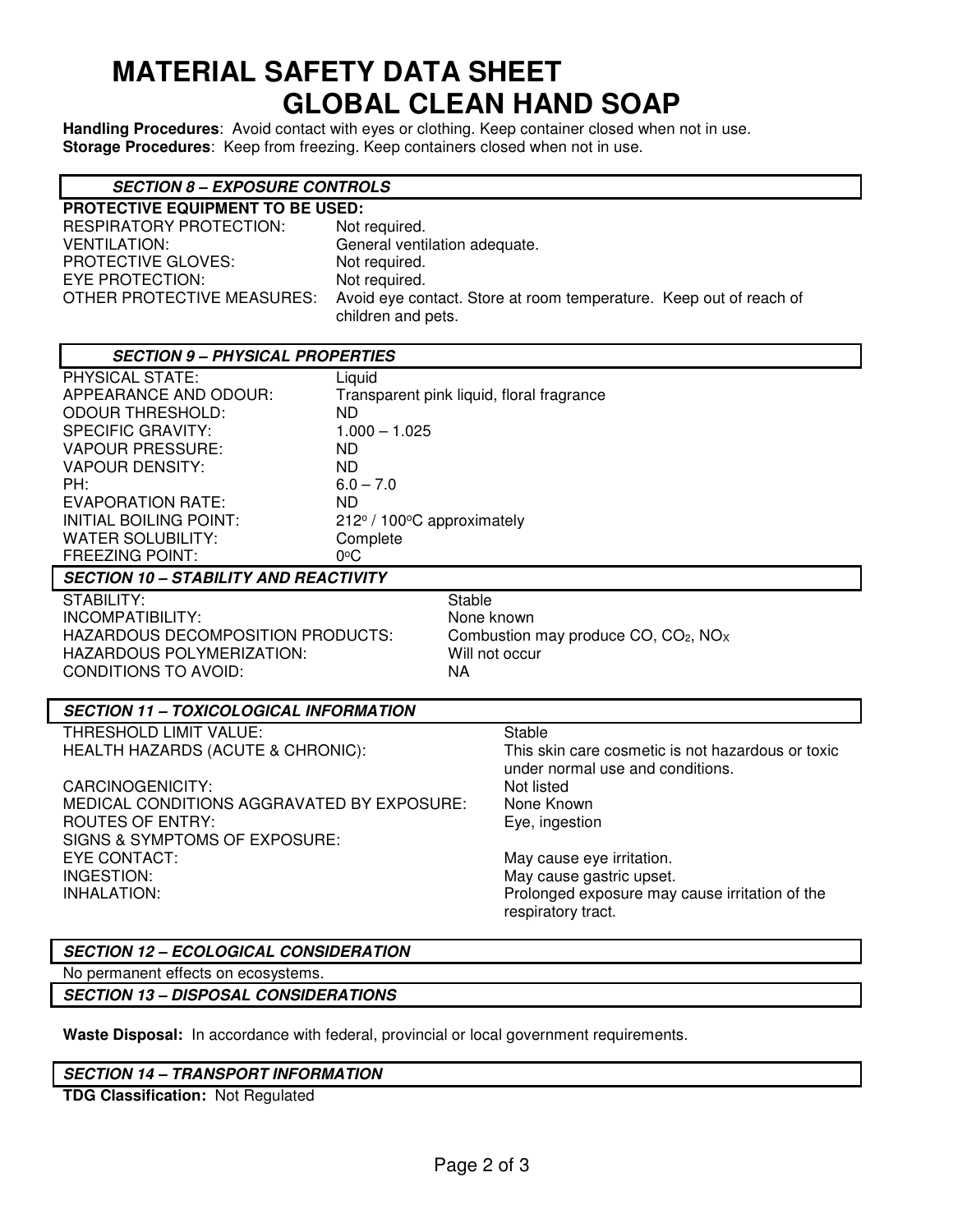# MATERIAL SAFETY DATA SHEET
## GLOBAL CLEAN HAND SOAP

**Handling Procedures**: Avoid contact with eyes or clothing. Keep container closed when not in use.
**Storage Procedures**: Keep from freezing. Keep containers closed when not in use.

### *SECTION 8 – EXPOSURE CONTROLS*

**PROTECTIVE EQUIPMENT TO BE USED:**

| | |
|---|---|
| RESPIRATORY PROTECTION: | Not required. |
| VENTILATION: | General ventilation adequate. |
| PROTECTIVE GLOVES: | Not required. |
| EYE PROTECTION: | Not required. |
| OTHER PROTECTIVE MEASURES: | Avoid eye contact. Store at room temperature. Keep out of reach of children and pets. |

### *SECTION 9 – PHYSICAL PROPERTIES*

| | |
|---|---|
| PHYSICAL STATE: | Liquid |
| APPEARANCE AND ODOUR: | Transparent pink liquid, floral fragrance |
| ODOUR THRESHOLD: | ND |
| SPECIFIC GRAVITY: | 1.000 – 1.025 |
| VAPOUR PRESSURE: | ND |
| VAPOUR DENSITY: | ND |
| PH: | 6.0 – 7.0 |
| EVAPORATION RATE: | ND |
| INITIAL BOILING POINT: | 212° / 100°C approximately |
| WATER SOLUBILITY: | Complete |
| FREEZING POINT: | 0°C |

### *SECTION 10 – STABILITY AND REACTIVITY*

| | |
|---|---|
| STABILITY: | Stable |
| INCOMPATIBILITY: | None known |
| HAZARDOUS DECOMPOSITION PRODUCTS: | Combustion may produce CO, $CO_2$, $NO_X$ |
| HAZARDOUS POLYMERIZATION: | Will not occur |
| CONDITIONS TO AVOID: | NA |

### *SECTION 11 – TOXICOLOGICAL INFORMATION*

| | |
|---|---|
| THRESHOLD LIMIT VALUE: | Stable |
| HEALTH HAZARDS (ACUTE & CHRONIC): | This skin care cosmetic is not hazardous or toxic under normal use and conditions. |
| CARCINOGENICITY: | Not listed |
| MEDICAL CONDITIONS AGGRAVATED BY EXPOSURE: | None Known |
| ROUTES OF ENTRY: | Eye, ingestion |
| SIGNS & SYMPTOMS OF EXPOSURE: | |
| EYE CONTACT: | May cause eye irritation. |
| INGESTION: | May cause gastric upset. |
| INHALATION: | Prolonged exposure may cause irritation of the respiratory tract. |

### *SECTION 12 – ECOLOGICAL CONSIDERATION*

No permanent effects on ecosystems.

### *SECTION 13 – DISPOSAL CONSIDERATIONS*

**Waste Disposal:** In accordance with federal, provincial or local government requirements.

### *SECTION 14 – TRANSPORT INFORMATION*

**TDG Classification:** Not Regulated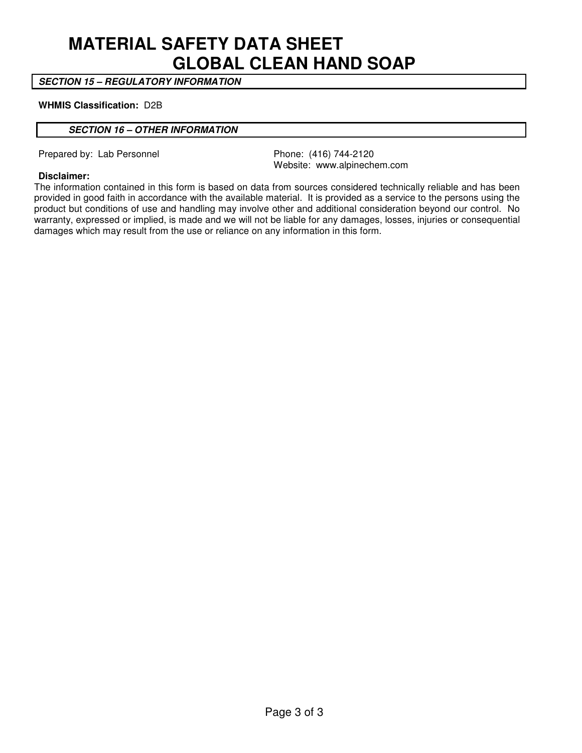# MATERIAL SAFETY DATA SHEET
# GLOBAL CLEAN HAND SOAP

***SECTION 15 – REGULATORY INFORMATION***

**WHMIS Classification:** D2B

***SECTION 16 – OTHER INFORMATION***

Prepared by: Lab Personnel

Phone: (416) 744-2120
Website: www.alpinechem.com

**Disclaimer:**

The information contained in this form is based on data from sources considered technically reliable and has been provided in good faith in accordance with the available material. It is provided as a service to the persons using the product but conditions of use and handling may involve other and additional consideration beyond our control. No warranty, expressed or implied, is made and we will not be liable for any damages, losses, injuries or consequential damages which may result from the use or reliance on any information in this form.